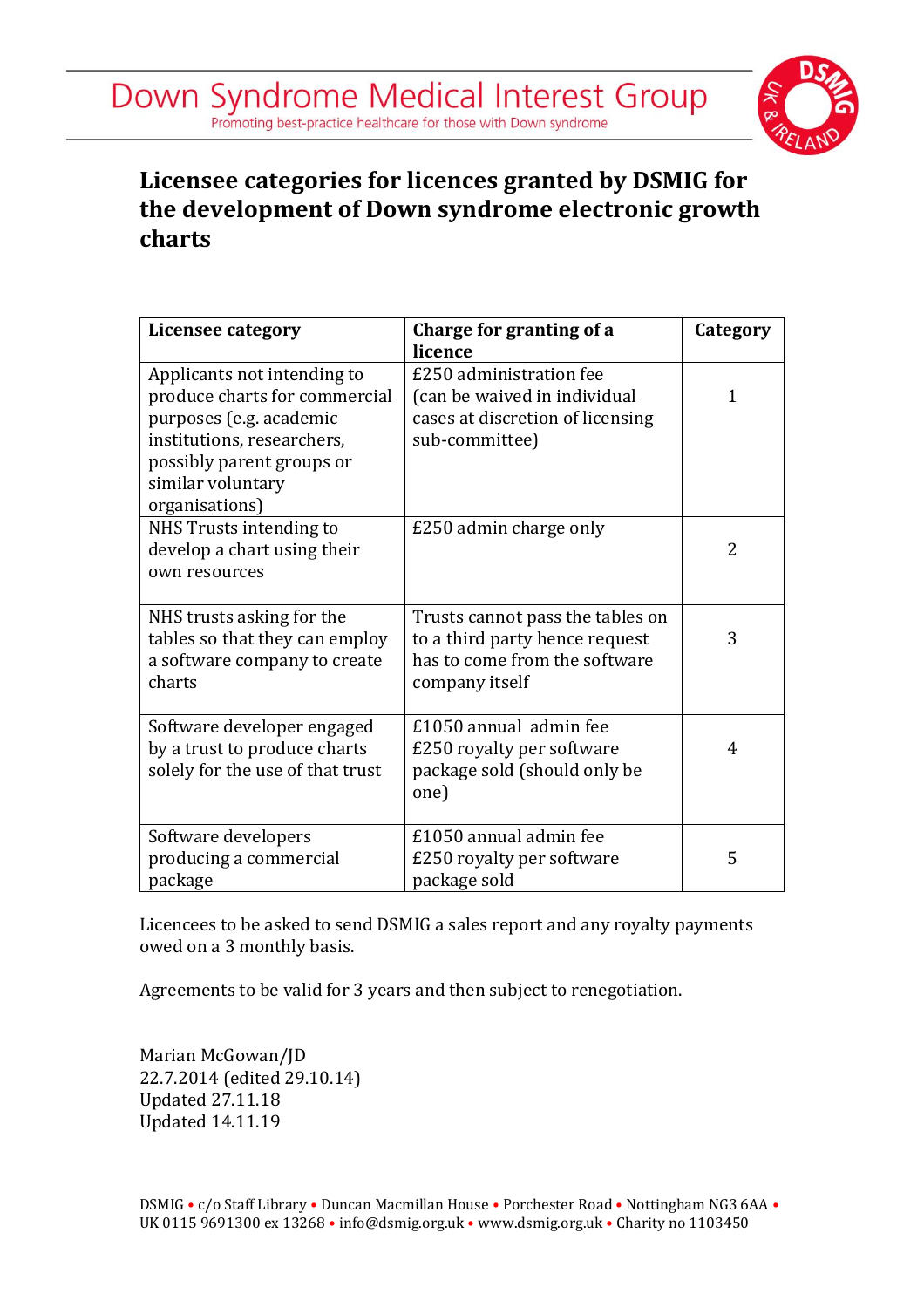Down Syndrome Medical Interest Group
Promoting best-practice healthcare for those with Down syndrome

# Licensee categories for licences granted by DSMIG for the development of Down syndrome electronic growth charts

| Licensee category | Charge for granting of a licence | Category |
|---|---|---|
| Applicants not intending to produce charts for commercial purposes (e.g. academic institutions, researchers, possibly parent groups or similar voluntary organisations) | £250 administration fee (can be waived in individual cases at discretion of licensing sub-committee) | 1 |
| NHS Trusts intending to develop a chart using their own resources | £250 admin charge only | 2 |
| NHS trusts asking for the tables so that they can employ a software company to create charts | Trusts cannot pass the tables on to a third party hence request has to come from the software company itself | 3 |
| Software developer engaged by a trust to produce charts solely for the use of that trust | £1050 annual admin fee £250 royalty per software package sold (should only be one) | 4 |
| Software developers producing a commercial package | £1050 annual admin fee £250 royalty per software package sold | 5 |

Licencees to be asked to send DSMIG a sales report and any royalty payments owed on a 3 monthly basis.

Agreements to be valid for 3 years and then subject to renegotiation.

Marian McGowan/JD
22.7.2014 (edited 29.10.14)
Updated 27.11.18
Updated 14.11.19

DSMIG • c/o Staff Library • Duncan Macmillan House • Porchester Road • Nottingham NG3 6AA • UK 0115 9691300 ex 13268 • info@dsmig.org.uk • www.dsmig.org.uk • Charity no 1103450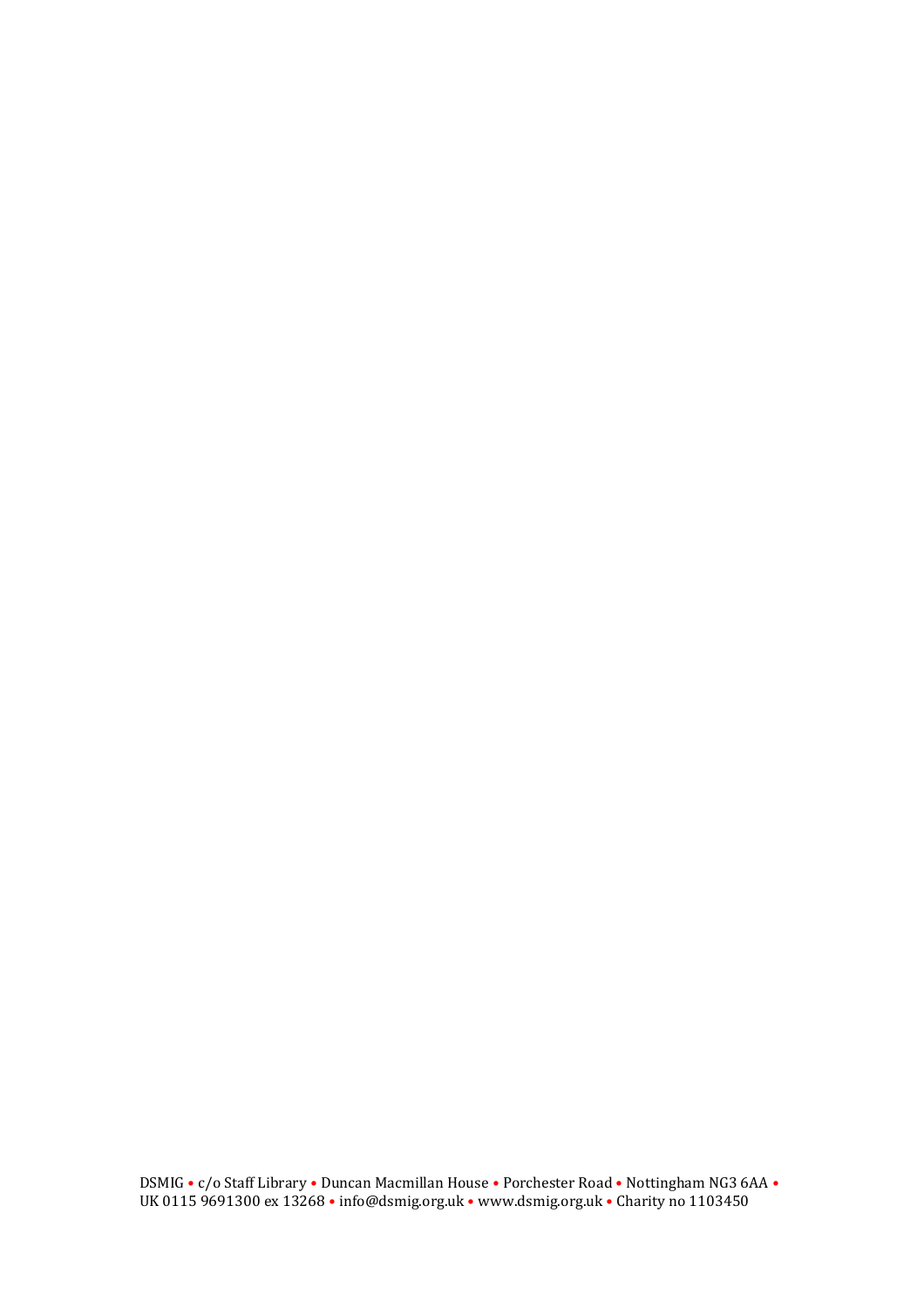DSMIG • c/o Staff Library • Duncan Macmillan House • Porchester Road • Nottingham NG3 6AA • UK 0115 9691300 ex 13268 • info@dsmig.org.uk • www.dsmig.org.uk • Charity no 1103450